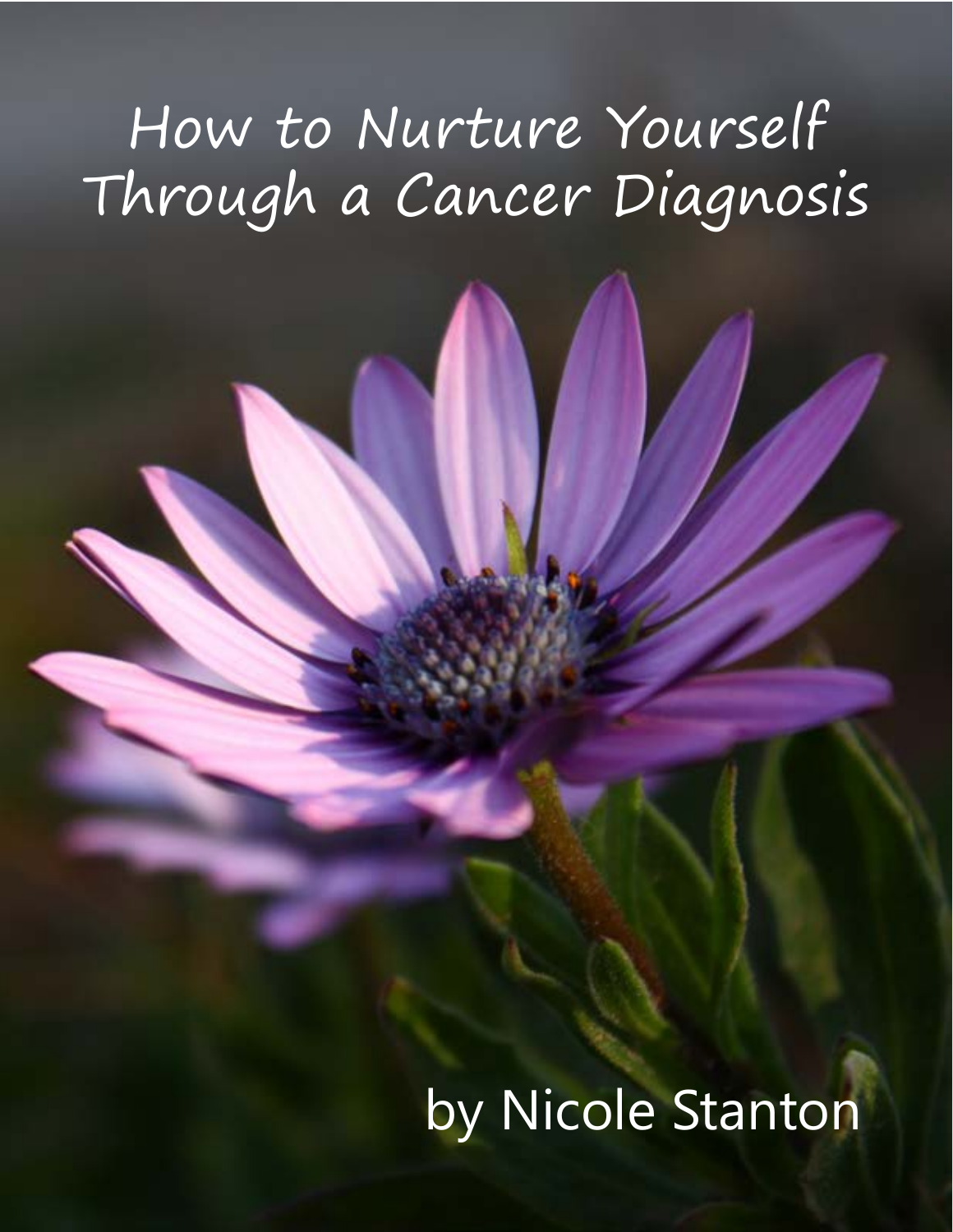# How to Nurture Yourself Through a Cancer Diagnosis

by Nicole Stanton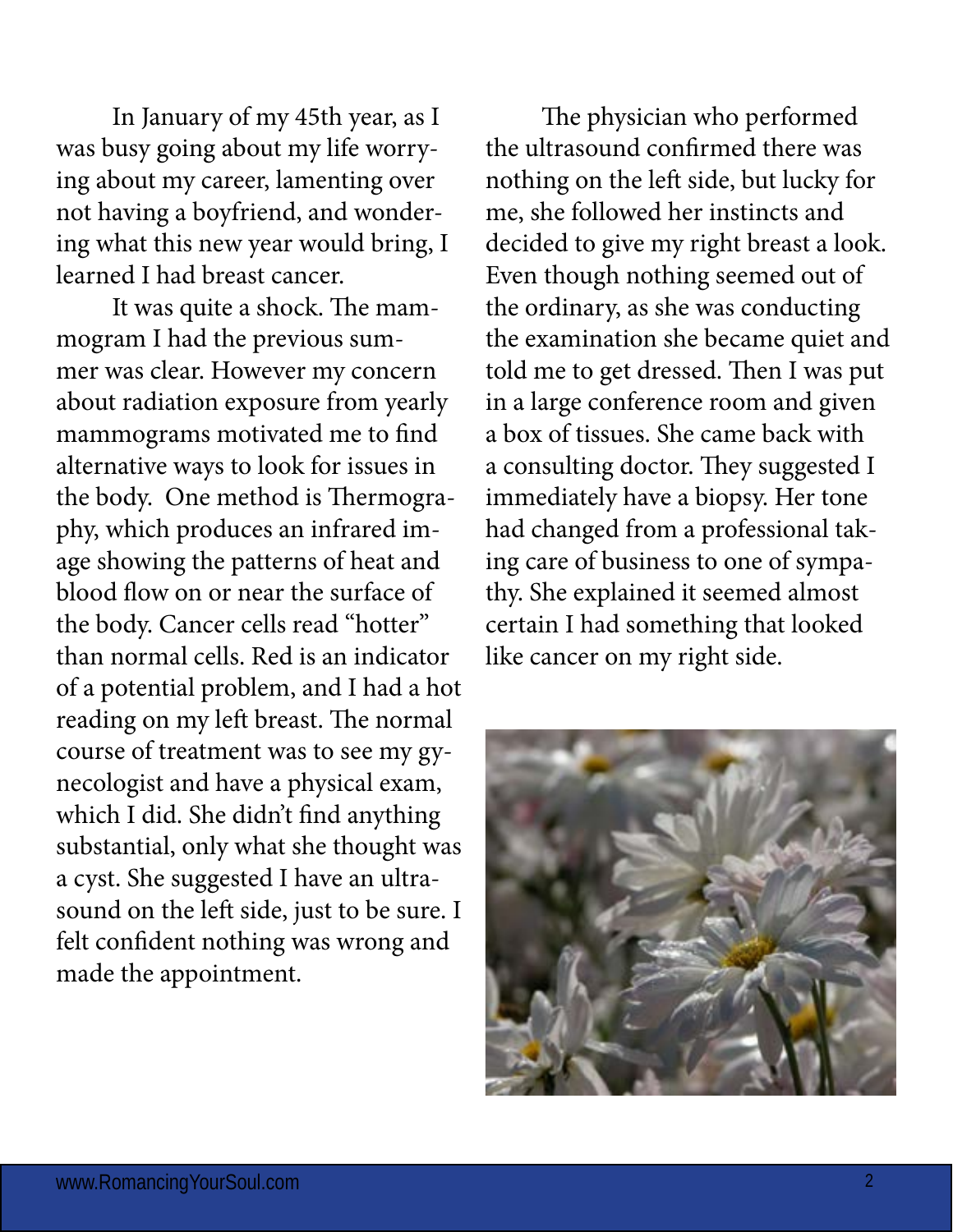In January of my 45th year, as I was busy going about my life worrying about my career, lamenting over not having a boyfriend, and wondering what this new year would bring, I learned I had breast cancer.

It was quite a shock. The mammogram I had the previous summer was clear. However my concern about radiation exposure from yearly mammograms motivated me to find alternative ways to look for issues in the body. One method is Thermography, which produces an infrared image showing the patterns of heat and blood flow on or near the surface of the body. Cancer cells read "hotter" than normal cells. Red is an indicator of a potential problem, and I had a hot reading on my left breast. The normal course of treatment was to see my gynecologist and have a physical exam, which I did. She didn't find anything substantial, only what she thought was a cyst. She suggested I have an ultrasound on the left side, just to be sure. I felt confident nothing was wrong and made the appointment.

The physician who performed the ultrasound confirmed there was nothing on the left side, but lucky for me, she followed her instincts and decided to give my right breast a look. Even though nothing seemed out of the ordinary, as she was conducting the examination she became quiet and told me to get dressed. Then I was put in a large conference room and given a box of tissues. She came back with a consulting doctor. They suggested I immediately have a biopsy. Her tone had changed from a professional taking care of business to one of sympathy. She explained it seemed almost certain I had something that looked like cancer on my right side.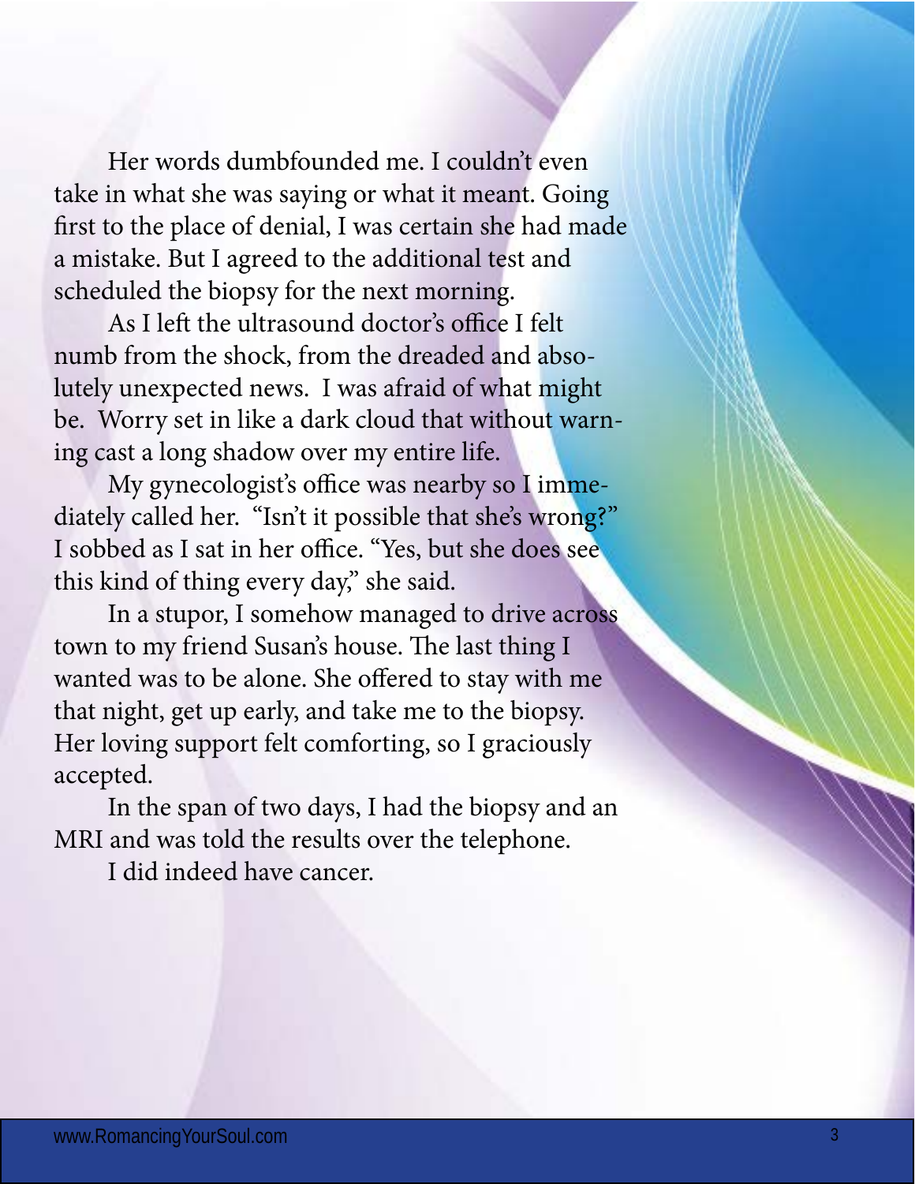Her words dumbfounded me. I couldn't even take in what she was saying or what it meant. Going first to the place of denial, I was certain she had made a mistake. But I agreed to the additional test and scheduled the biopsy for the next morning.

As I left the ultrasound doctor's office I felt numb from the shock, from the dreaded and absolutely unexpected news. I was afraid of what might be. Worry set in like a dark cloud that without warning cast a long shadow over my entire life.

My gynecologist's office was nearby so I immediately called her. "Isn't it possible that she's wrong?" I sobbed as I sat in her office. "Yes, but she does see this kind of thing every day," she said.

In a stupor, I somehow managed to drive across town to my friend Susan's house. The last thing I wanted was to be alone. She offered to stay with me that night, get up early, and take me to the biopsy. Her loving support felt comforting, so I graciously accepted.

In the span of two days, I had the biopsy and an MRI and was told the results over the telephone.

I did indeed have cancer.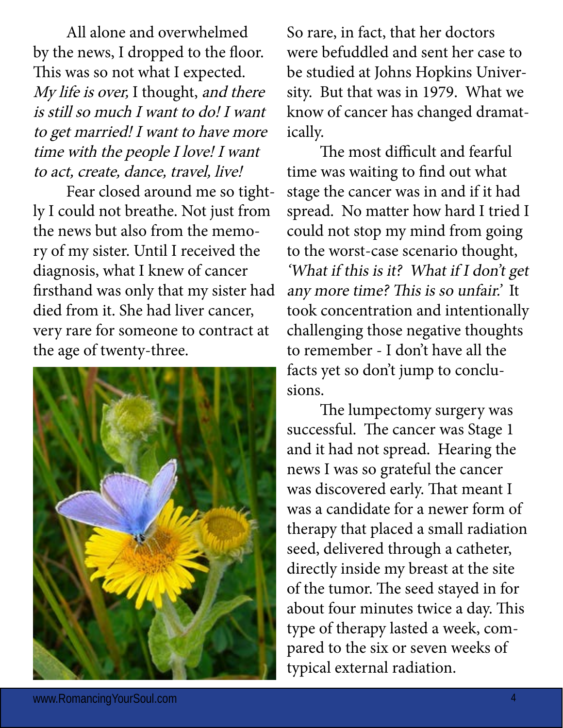All alone and overwhelmed by the news, I dropped to the floor. This was so not what I expected. *My life is over,* I thought, *and there is still so much I want to do! I want to get married! I want to have more time with the people I love! I want to act, create, dance, travel, live!*

Fear closed around me so tightly I could not breathe. Not just from the news but also from the memory of my sister. Until I received the diagnosis, what I knew of cancer firsthand was only that my sister had died from it. She had liver cancer, very rare for someone to contract at the age of twenty-three.

So rare, in fact, that her doctors were befuddled and sent her case to be studied at Johns Hopkins University. But that was in 1979. What we know of cancer has changed dramatically.

The most difficult and fearful time was waiting to find out what stage the cancer was in and if it had spread. No matter how hard I tried I could not stop my mind from going to the worst-case scenario thought, *'What if this is it? What if I don't get any more time? This is so unfair.'* It took concentration and intentionally challenging those negative thoughts to remember - I don't have all the facts yet so don't jump to conclusions.

The lumpectomy surgery was successful. The cancer was Stage 1 and it had not spread. Hearing the news I was so grateful the cancer was discovered early. That meant I was a candidate for a newer form of therapy that placed a small radiation seed, delivered through a catheter, directly inside my breast at the site of the tumor. The seed stayed in for about four minutes twice a day. This type of therapy lasted a week, compared to the six or seven weeks of typical external radiation.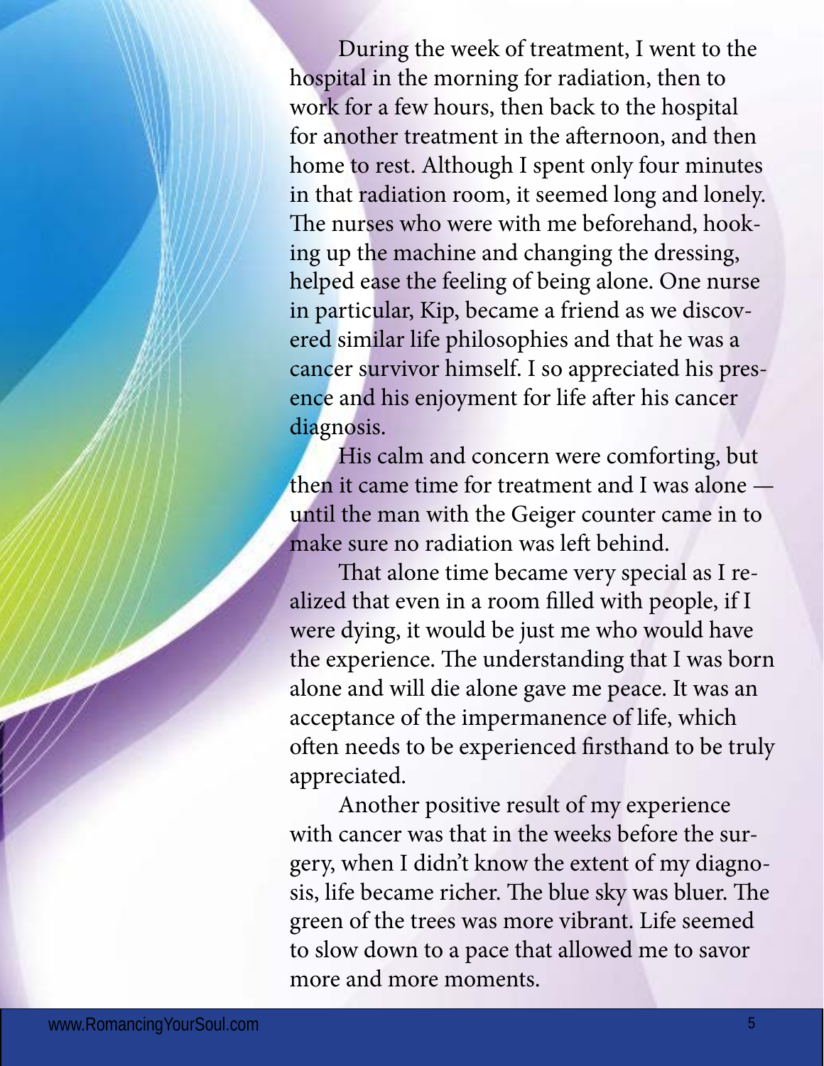During the week of treatment, I went to the hospital in the morning for radiation, then to work for a few hours, then back to the hospital for another treatment in the afternoon, and then home to rest. Although I spent only four minutes in that radiation room, it seemed long and lonely. The nurses who were with me beforehand, hooking up the machine and changing the dressing, helped ease the feeling of being alone. One nurse in particular, Kip, became a friend as we discovered similar life philosophies and that he was a cancer survivor himself. I so appreciated his presence and his enjoyment for life after his cancer diagnosis.

His calm and concern were comforting, but then it came time for treatment and I was alone — until the man with the Geiger counter came in to make sure no radiation was left behind.

That alone time became very special as I realized that even in a room filled with people, if I were dying, it would be just me who would have the experience. The understanding that I was born alone and will die alone gave me peace. It was an acceptance of the impermanence of life, which often needs to be experienced firsthand to be truly appreciated.

Another positive result of my experience with cancer was that in the weeks before the surgery, when I didn't know the extent of my diagnosis, life became richer. The blue sky was bluer. The green of the trees was more vibrant. Life seemed to slow down to a pace that allowed me to savor more and more moments.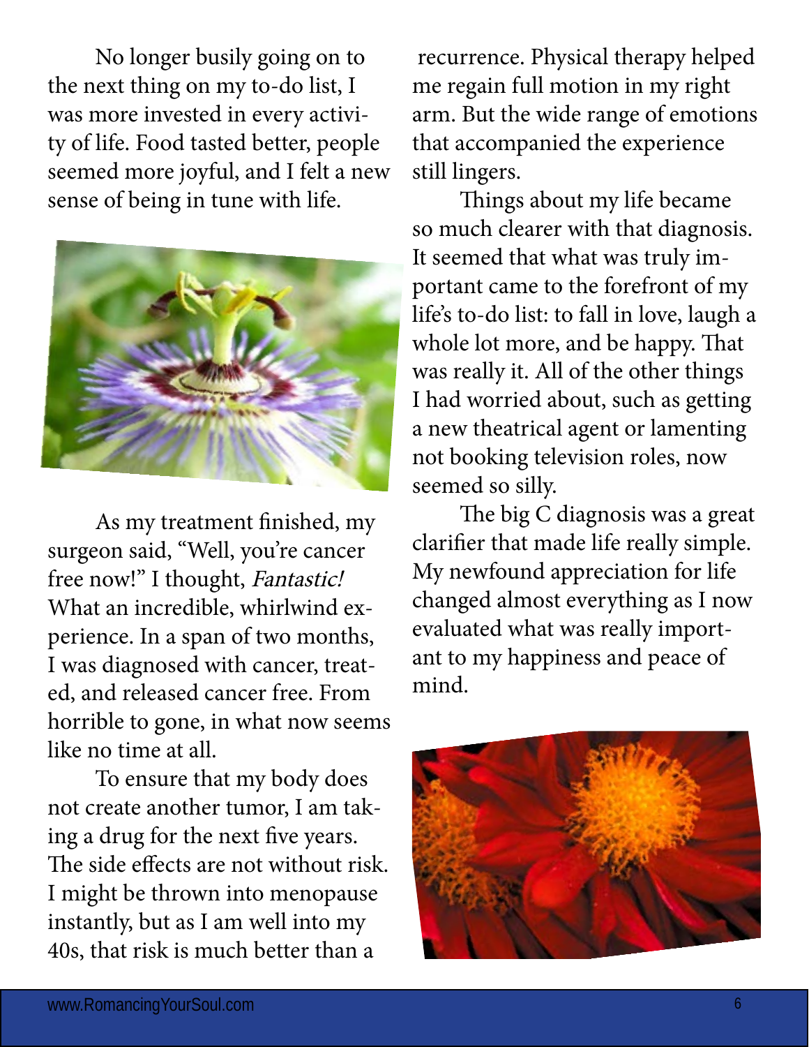No longer busily going on to the next thing on my to-do list, I was more invested in every activity of life. Food tasted better, people seemed more joyful, and I felt a new sense of being in tune with life.

As my treatment finished, my surgeon said, "Well, you're cancer free now!" I thought, *Fantastic!* What an incredible, whirlwind experience. In a span of two months, I was diagnosed with cancer, treated, and released cancer free. From horrible to gone, in what now seems like no time at all.

To ensure that my body does not create another tumor, I am taking a drug for the next five years. The side effects are not without risk. I might be thrown into menopause instantly, but as I am well into my 40s, that risk is much better than a recurrence. Physical therapy helped me regain full motion in my right arm. But the wide range of emotions that accompanied the experience still lingers.

Things about my life became so much clearer with that diagnosis. It seemed that what was truly important came to the forefront of my life's to-do list: to fall in love, laugh a whole lot more, and be happy. That was really it. All of the other things I had worried about, such as getting a new theatrical agent or lamenting not booking television roles, now seemed so silly.

The big C diagnosis was a great clarifier that made life really simple. My newfound appreciation for life changed almost everything as I now evaluated what was really important to my happiness and peace of mind.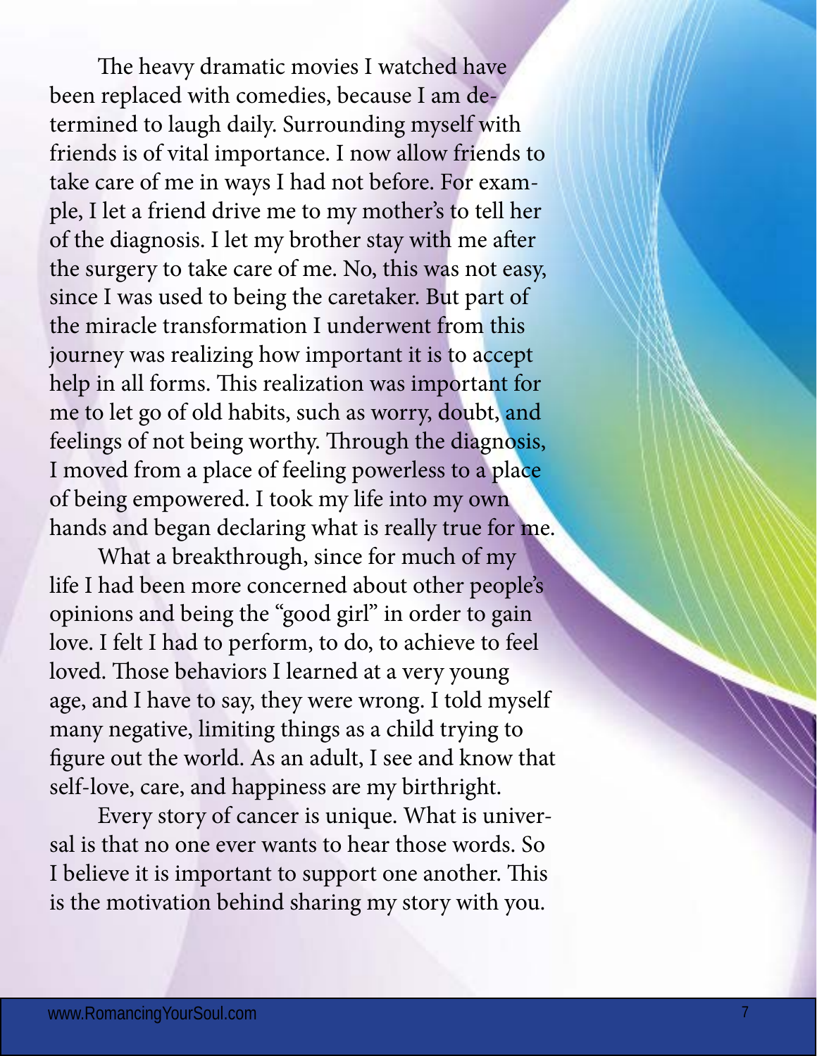The heavy dramatic movies I watched have been replaced with comedies, because I am determined to laugh daily. Surrounding myself with friends is of vital importance. I now allow friends to take care of me in ways I had not before. For example, I let a friend drive me to my mother's to tell her of the diagnosis. I let my brother stay with me after the surgery to take care of me. No, this was not easy, since I was used to being the caretaker. But part of the miracle transformation I underwent from this journey was realizing how important it is to accept help in all forms. This realization was important for me to let go of old habits, such as worry, doubt, and feelings of not being worthy. Through the diagnosis, I moved from a place of feeling powerless to a place of being empowered. I took my life into my own hands and began declaring what is really true for me.

What a breakthrough, since for much of my life I had been more concerned about other people's opinions and being the "good girl" in order to gain love. I felt I had to perform, to do, to achieve to feel loved. Those behaviors I learned at a very young age, and I have to say, they were wrong. I told myself many negative, limiting things as a child trying to figure out the world. As an adult, I see and know that self-love, care, and happiness are my birthright.

Every story of cancer is unique. What is universal is that no one ever wants to hear those words. So I believe it is important to support one another. This is the motivation behind sharing my story with you.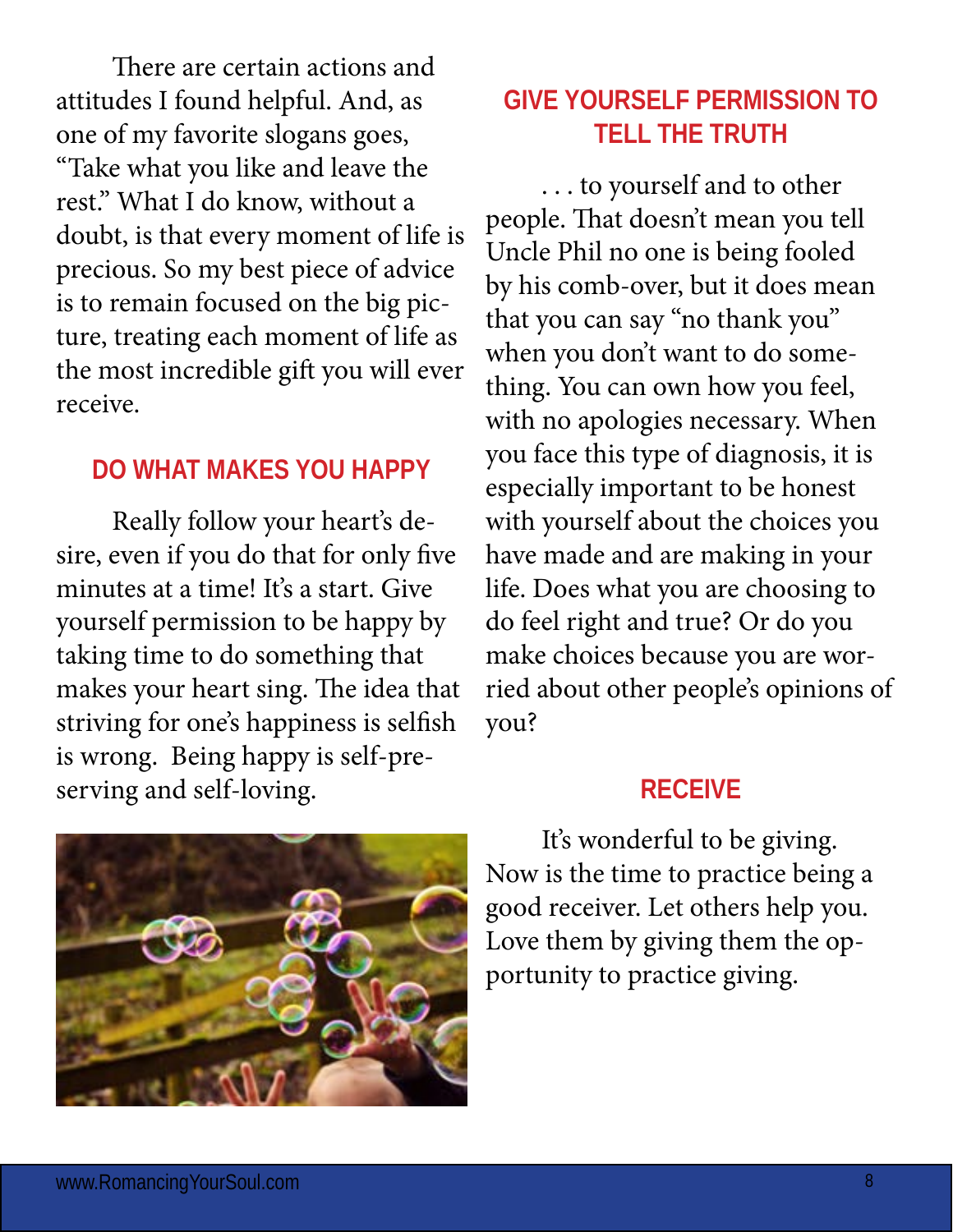There are certain actions and attitudes I found helpful. And, as one of my favorite slogans goes, "Take what you like and leave the rest." What I do know, without a doubt, is that every moment of life is precious. So my best piece of advice is to remain focused on the big picture, treating each moment of life as the most incredible gift you will ever receive.

## DO WHAT MAKES YOU HAPPY

Really follow your heart's desire, even if you do that for only five minutes at a time! It's a start. Give yourself permission to be happy by taking time to do something that makes your heart sing. The idea that striving for one's happiness is selfish is wrong. Being happy is self-preserving and self-loving.

## GIVE YOURSELF PERMISSION TO TELL THE TRUTH

. . . to yourself and to other people. That doesn't mean you tell Uncle Phil no one is being fooled by his comb-over, but it does mean that you can say "no thank you" when you don't want to do something. You can own how you feel, with no apologies necessary. When you face this type of diagnosis, it is especially important to be honest with yourself about the choices you have made and are making in your life. Does what you are choosing to do feel right and true? Or do you make choices because you are worried about other people's opinions of you?

## RECEIVE

It's wonderful to be giving. Now is the time to practice being a good receiver. Let others help you. Love them by giving them the opportunity to practice giving.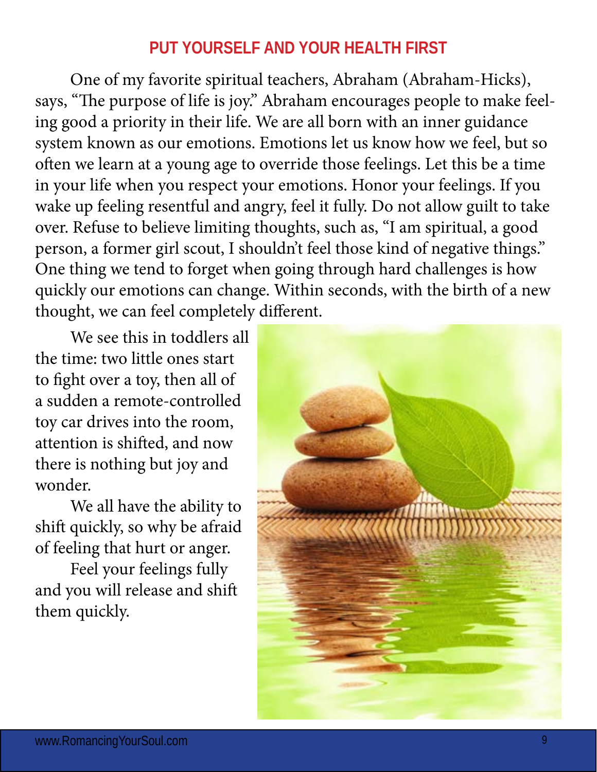## PUT YOURSELF AND YOUR HEALTH FIRST

One of my favorite spiritual teachers, Abraham (Abraham-Hicks), says, "The purpose of life is joy." Abraham encourages people to make feeling good a priority in their life. We are all born with an inner guidance system known as our emotions. Emotions let us know how we feel, but so often we learn at a young age to override those feelings. Let this be a time in your life when you respect your emotions. Honor your feelings. If you wake up feeling resentful and angry, feel it fully. Do not allow guilt to take over. Refuse to believe limiting thoughts, such as, "I am spiritual, a good person, a former girl scout, I shouldn't feel those kind of negative things." One thing we tend to forget when going through hard challenges is how quickly our emotions can change. Within seconds, with the birth of a new thought, we can feel completely different.

We see this in toddlers all the time: two little ones start to fight over a toy, then all of a sudden a remote-controlled toy car drives into the room, attention is shifted, and now there is nothing but joy and wonder.

We all have the ability to shift quickly, so why be afraid of feeling that hurt or anger.

Feel your feelings fully and you will release and shift them quickly.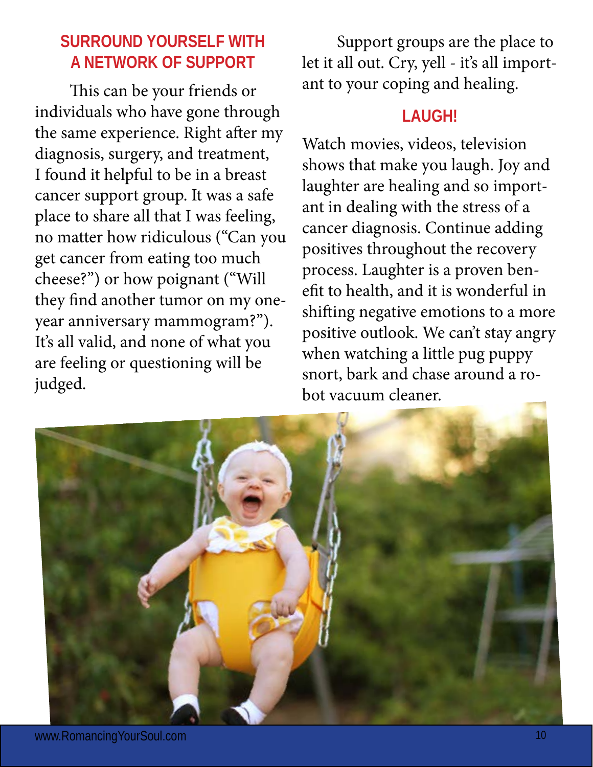## SURROUND YOURSELF WITH A NETWORK OF SUPPORT

This can be your friends or individuals who have gone through the same experience. Right after my diagnosis, surgery, and treatment, I found it helpful to be in a breast cancer support group. It was a safe place to share all that I was feeling, no matter how ridiculous ("Can you get cancer from eating too much cheese?") or how poignant ("Will they find another tumor on my one-year anniversary mammogram?"). It's all valid, and none of what you are feeling or questioning will be judged.

Support groups are the place to let it all out. Cry, yell - it's all important to your coping and healing.

## LAUGH!

Watch movies, videos, television shows that make you laugh. Joy and laughter are healing and so important in dealing with the stress of a cancer diagnosis. Continue adding positives throughout the recovery process. Laughter is a proven benefit to health, and it is wonderful in shifting negative emotions to a more positive outlook. We can't stay angry when watching a little pug puppy snort, bark and chase around a robot vacuum cleaner.

www.RomancingYourSoul.com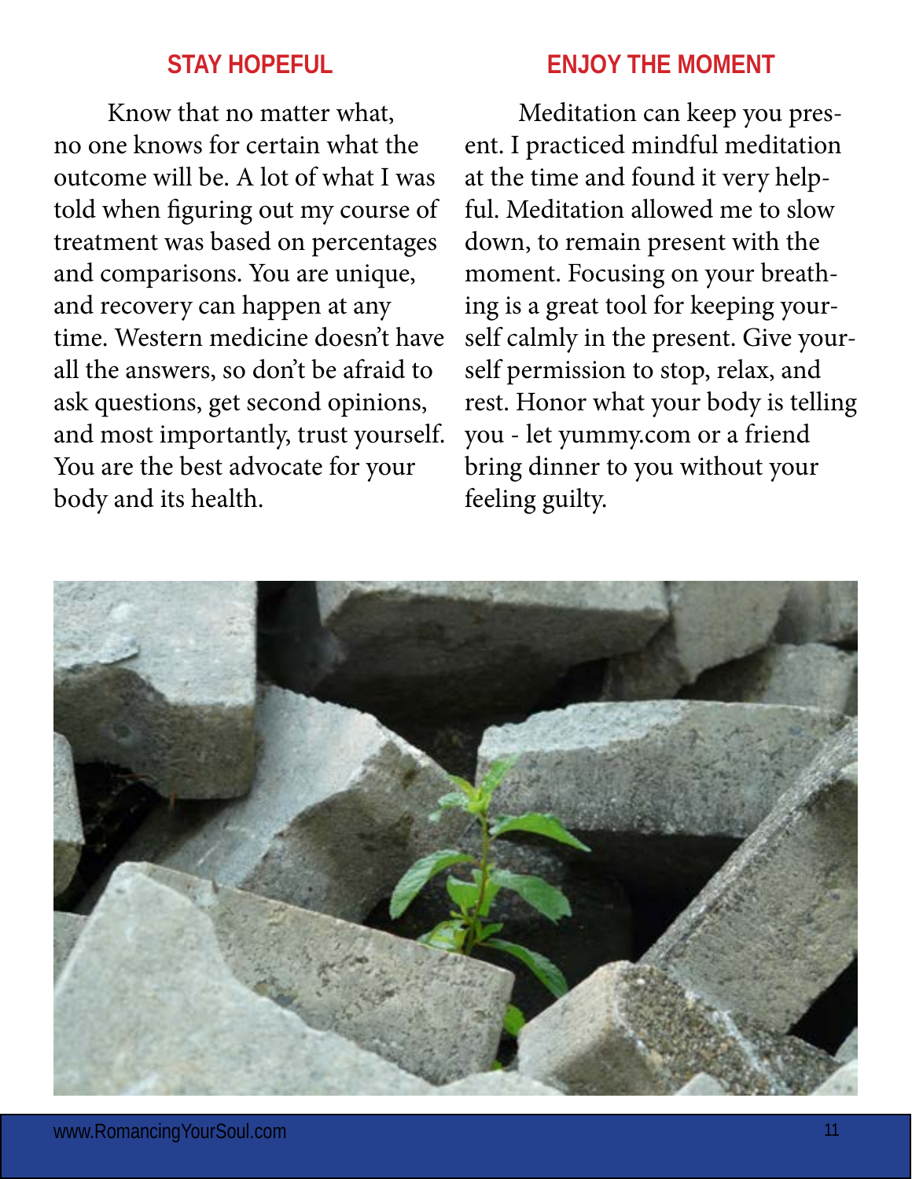## STAY HOPEFUL

Know that no matter what, no one knows for certain what the outcome will be. A lot of what I was told when figuring out my course of treatment was based on percentages and comparisons. You are unique, and recovery can happen at any time. Western medicine doesn't have all the answers, so don't be afraid to ask questions, get second opinions, and most importantly, trust yourself. You are the best advocate for your body and its health.

## ENJOY THE MOMENT

Meditation can keep you present. I practiced mindful meditation at the time and found it very helpful. Meditation allowed me to slow down, to remain present with the moment. Focusing on your breathing is a great tool for keeping yourself calmly in the present. Give yourself permission to stop, relax, and rest. Honor what your body is telling you - let yummy.com or a friend bring dinner to you without your feeling guilty.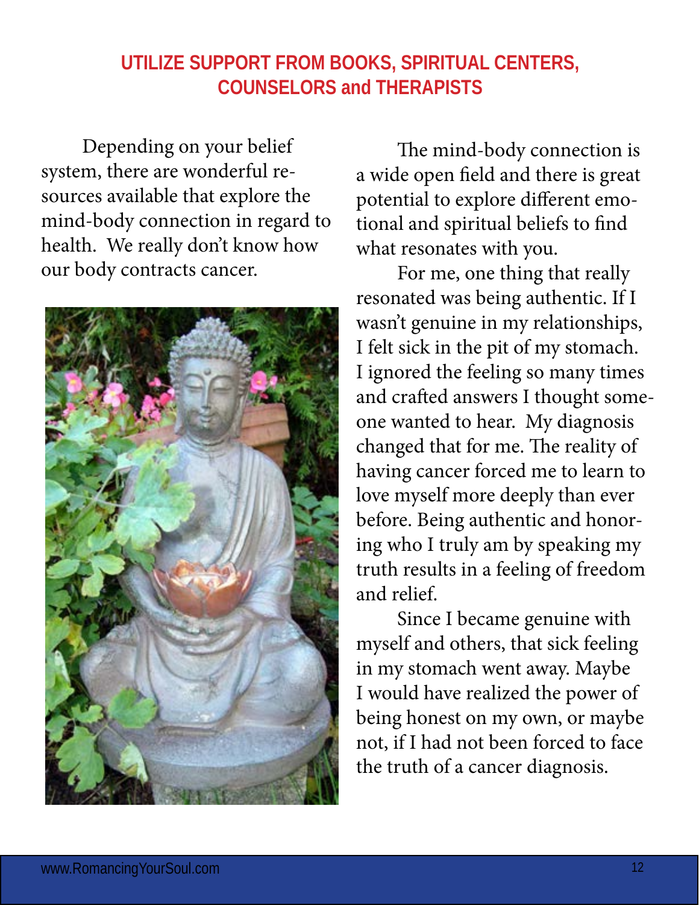## UTILIZE SUPPORT FROM BOOKS, SPIRITUAL CENTERS, COUNSELORS and THERAPISTS

Depending on your belief system, there are wonderful resources available that explore the mind-body connection in regard to health. We really don't know how our body contracts cancer.

The mind-body connection is a wide open field and there is great potential to explore different emotional and spiritual beliefs to find what resonates with you.

For me, one thing that really resonated was being authentic. If I wasn't genuine in my relationships, I felt sick in the pit of my stomach. I ignored the feeling so many times and crafted answers I thought someone wanted to hear. My diagnosis changed that for me. The reality of having cancer forced me to learn to love myself more deeply than ever before. Being authentic and honoring who I truly am by speaking my truth results in a feeling of freedom and relief.

Since I became genuine with myself and others, that sick feeling in my stomach went away. Maybe I would have realized the power of being honest on my own, or maybe not, if I had not been forced to face the truth of a cancer diagnosis.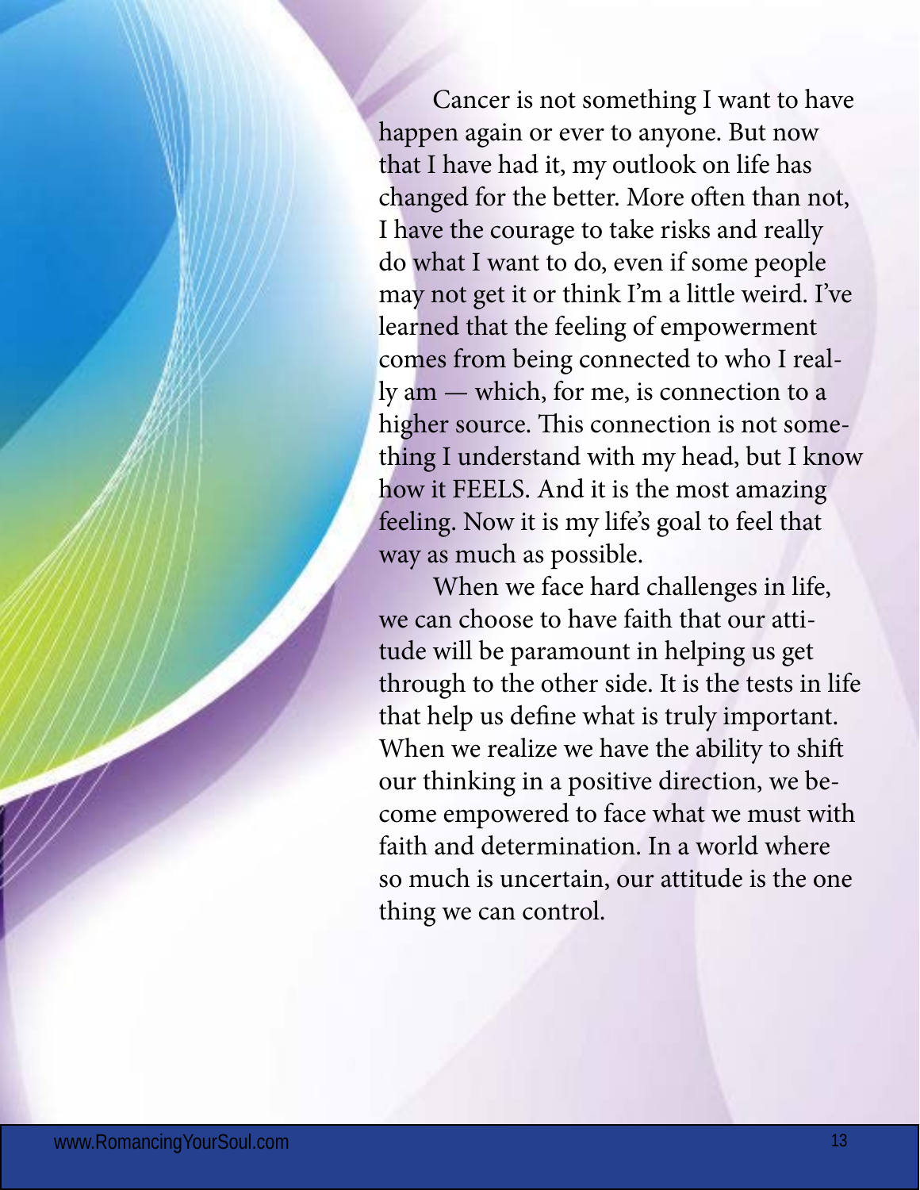Cancer is not something I want to have happen again or ever to anyone. But now that I have had it, my outlook on life has changed for the better. More often than not, I have the courage to take risks and really do what I want to do, even if some people may not get it or think I'm a little weird. I've learned that the feeling of empowerment comes from being connected to who I really am — which, for me, is connection to a higher source. This connection is not something I understand with my head, but I know how it FEELS. And it is the most amazing feeling. Now it is my life's goal to feel that way as much as possible.

When we face hard challenges in life, we can choose to have faith that our attitude will be paramount in helping us get through to the other side. It is the tests in life that help us define what is truly important. When we realize we have the ability to shift our thinking in a positive direction, we become empowered to face what we must with faith and determination. In a world where so much is uncertain, our attitude is the one thing we can control.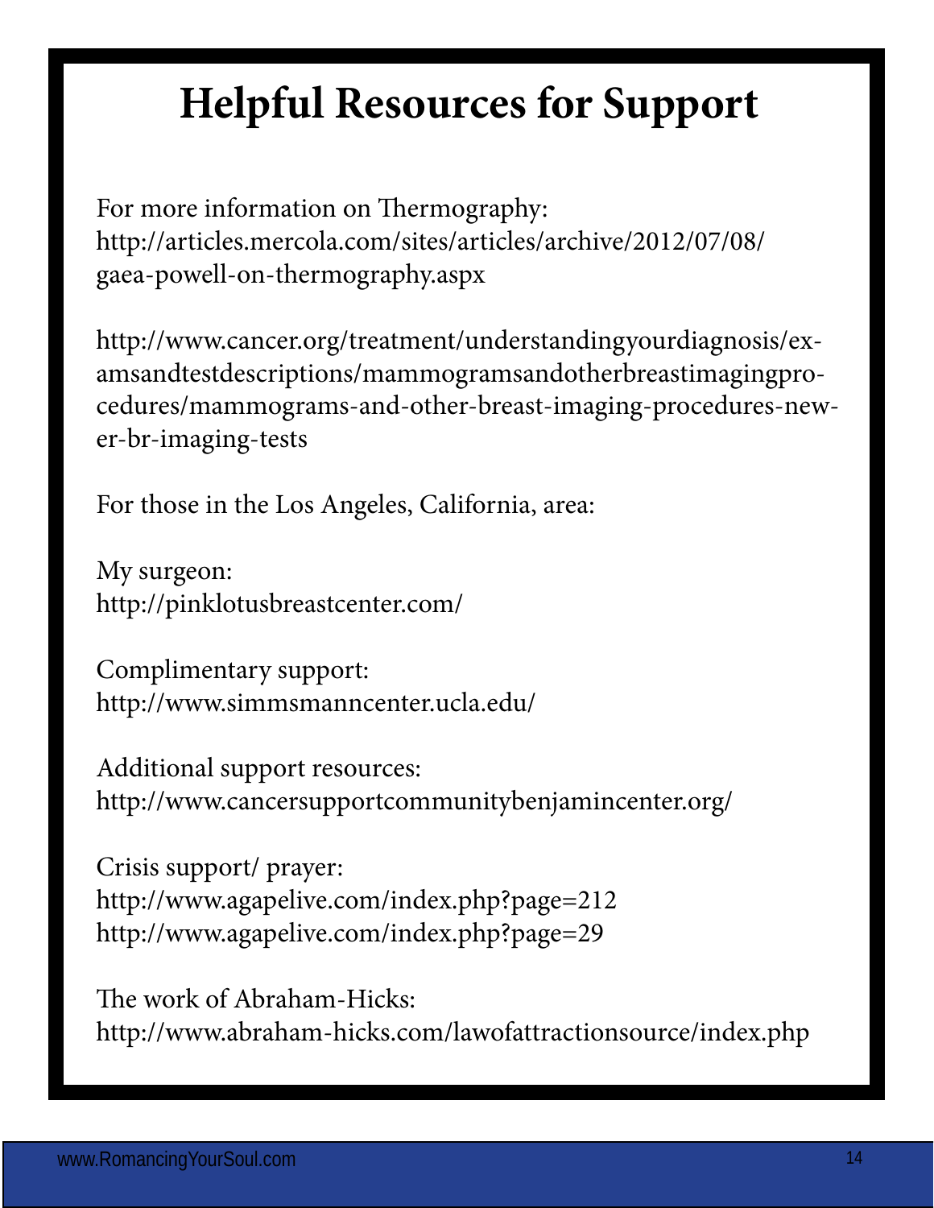# Helpful Resources for Support

For more information on Thermography:
http://articles.mercola.com/sites/articles/archive/2012/07/08/gaea-powell-on-thermography.aspx

http://www.cancer.org/treatment/understandingyourdiagnosis/examsandtestdescriptions/mammogramsandotherbreastimagingprocedures/mammograms-and-other-breast-imaging-procedures-newer-br-imaging-tests

For those in the Los Angeles, California, area:

My surgeon:
http://pinklotusbreastcenter.com/

Complimentary support:
http://www.simmsmanncenter.ucla.edu/

Additional support resources:
http://www.cancersupportcommunitybenjamincenter.org/

Crisis support/ prayer:
http://www.agapelive.com/index.php?page=212
http://www.agapelive.com/index.php?page=29

The work of Abraham-Hicks:
http://www.abraham-hicks.com/lawofattractionsource/index.php